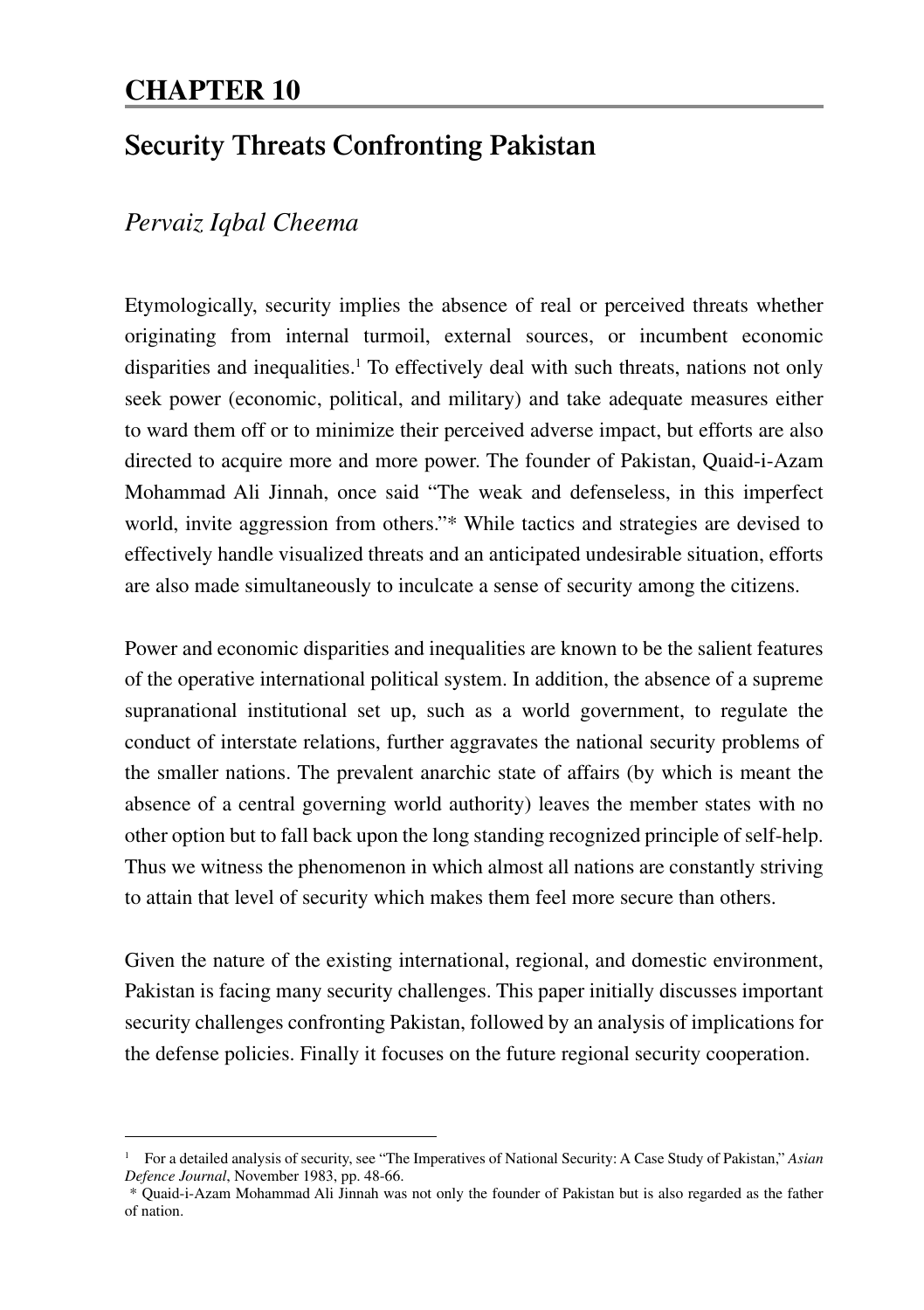# CHAPTER 10

## Security Threats Confronting Pakistan

*Pervaiz Iqbal Cheema*

Etymologically, security implies the absence of real or perceived threats whether originating from internal turmoil, external sources, or incumbent economic disparities and inequalities.[1] To effectively deal with such threats, nations not only seek power (economic, political, and military) and take adequate measures either to ward them off or to minimize their perceived adverse impact, but efforts are also directed to acquire more and more power. The founder of Pakistan, Quaid-i-Azam Mohammad Ali Jinnah, once said "The weak and defenseless, in this imperfect world, invite aggression from others."* While tactics and strategies are devised to effectively handle visualized threats and an anticipated undesirable situation, efforts are also made simultaneously to inculcate a sense of security among the citizens.

Power and economic disparities and inequalities are known to be the salient features of the operative international political system. In addition, the absence of a supreme supranational institutional set up, such as a world government, to regulate the conduct of interstate relations, further aggravates the national security problems of the smaller nations. The prevalent anarchic state of affairs (by which is meant the absence of a central governing world authority) leaves the member states with no other option but to fall back upon the long standing recognized principle of self-help. Thus we witness the phenomenon in which almost all nations are constantly striving to attain that level of security which makes them feel more secure than others.

Given the nature of the existing international, regional, and domestic environment, Pakistan is facing many security challenges. This paper initially discusses important security challenges confronting Pakistan, followed by an analysis of implications for the defense policies. Finally it focuses on the future regional security cooperation.

---

[1] For a detailed analysis of security, see "The Imperatives of National Security: A Case Study of Pakistan," *Asian Defence Journal*, November 1983, pp. 48-66.

* Quaid-i-Azam Mohammad Ali Jinnah was not only the founder of Pakistan but is also regarded as the father of nation.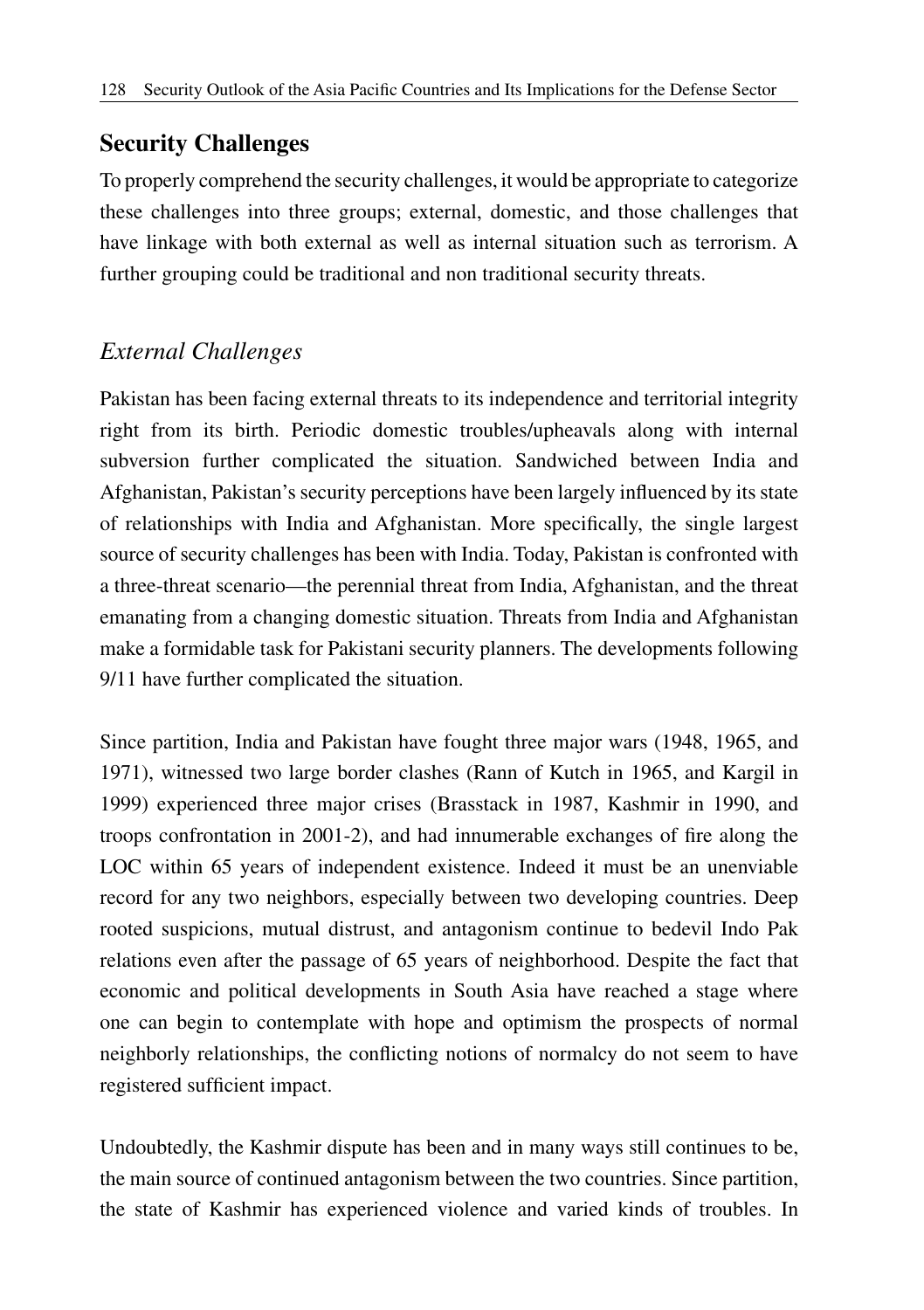## Security Challenges

To properly comprehend the security challenges, it would be appropriate to categorize these challenges into three groups; external, domestic, and those challenges that have linkage with both external as well as internal situation such as terrorism. A further grouping could be traditional and non traditional security threats.

### *External Challenges*

Pakistan has been facing external threats to its independence and territorial integrity right from its birth. Periodic domestic troubles/upheavals along with internal subversion further complicated the situation. Sandwiched between India and Afghanistan, Pakistan's security perceptions have been largely influenced by its state of relationships with India and Afghanistan. More specifically, the single largest source of security challenges has been with India. Today, Pakistan is confronted with a three-threat scenario—the perennial threat from India, Afghanistan, and the threat emanating from a changing domestic situation. Threats from India and Afghanistan make a formidable task for Pakistani security planners. The developments following 9/11 have further complicated the situation.

Since partition, India and Pakistan have fought three major wars (1948, 1965, and 1971), witnessed two large border clashes (Rann of Kutch in 1965, and Kargil in 1999) experienced three major crises (Brasstack in 1987, Kashmir in 1990, and troops confrontation in 2001-2), and had innumerable exchanges of fire along the LOC within 65 years of independent existence. Indeed it must be an unenviable record for any two neighbors, especially between two developing countries. Deep rooted suspicions, mutual distrust, and antagonism continue to bedevil Indo Pak relations even after the passage of 65 years of neighborhood. Despite the fact that economic and political developments in South Asia have reached a stage where one can begin to contemplate with hope and optimism the prospects of normal neighborly relationships, the conflicting notions of normalcy do not seem to have registered sufficient impact.

Undoubtedly, the Kashmir dispute has been and in many ways still continues to be, the main source of continued antagonism between the two countries. Since partition, the state of Kashmir has experienced violence and varied kinds of troubles. In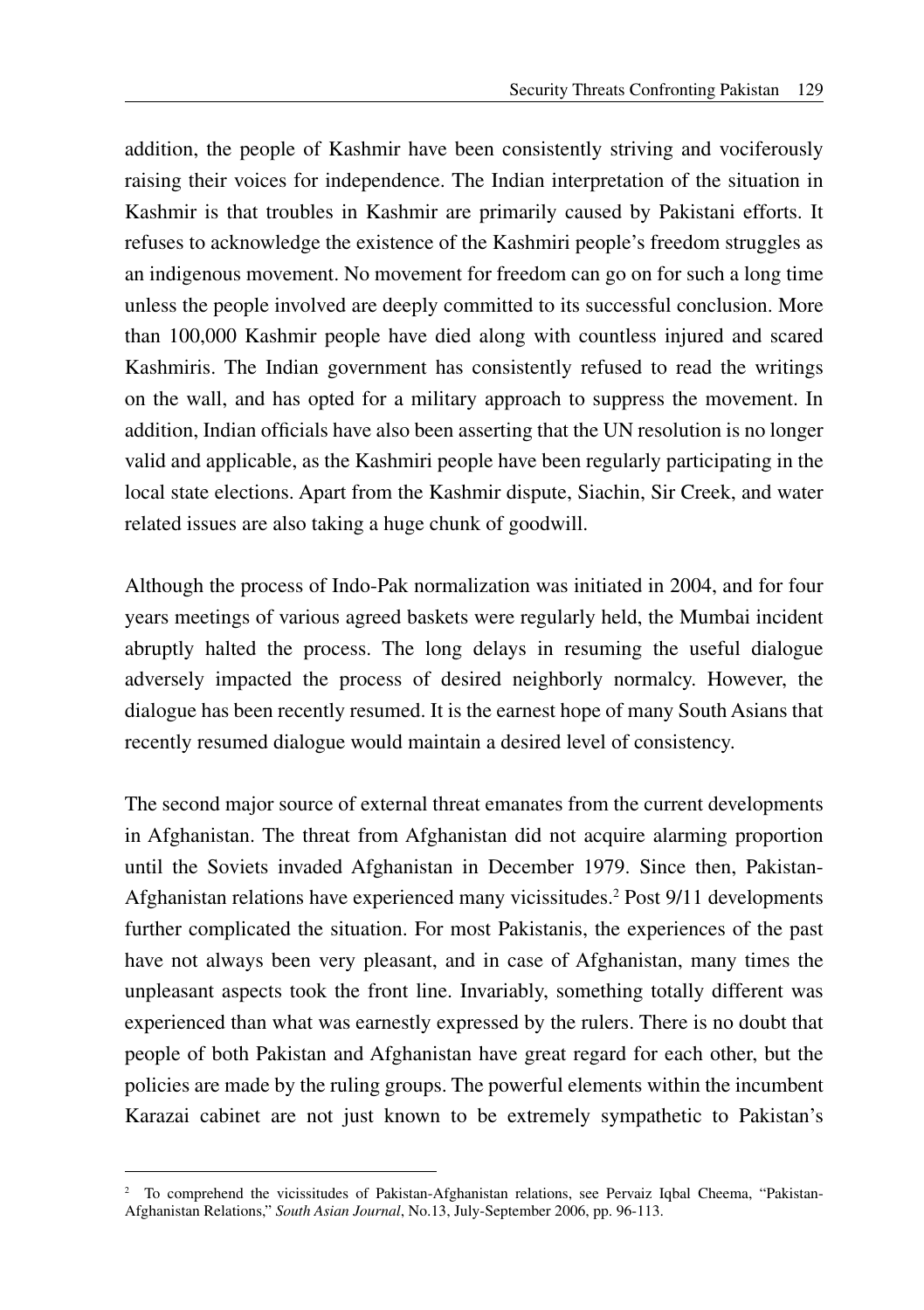addition, the people of Kashmir have been consistently striving and vociferously raising their voices for independence. The Indian interpretation of the situation in Kashmir is that troubles in Kashmir are primarily caused by Pakistani efforts. It refuses to acknowledge the existence of the Kashmiri people's freedom struggles as an indigenous movement. No movement for freedom can go on for such a long time unless the people involved are deeply committed to its successful conclusion. More than 100,000 Kashmir people have died along with countless injured and scared Kashmiris. The Indian government has consistently refused to read the writings on the wall, and has opted for a military approach to suppress the movement. In addition, Indian officials have also been asserting that the UN resolution is no longer valid and applicable, as the Kashmiri people have been regularly participating in the local state elections. Apart from the Kashmir dispute, Siachin, Sir Creek, and water related issues are also taking a huge chunk of goodwill.

Although the process of Indo-Pak normalization was initiated in 2004, and for four years meetings of various agreed baskets were regularly held, the Mumbai incident abruptly halted the process. The long delays in resuming the useful dialogue adversely impacted the process of desired neighborly normalcy. However, the dialogue has been recently resumed. It is the earnest hope of many South Asians that recently resumed dialogue would maintain a desired level of consistency.

The second major source of external threat emanates from the current developments in Afghanistan. The threat from Afghanistan did not acquire alarming proportion until the Soviets invaded Afghanistan in December 1979. Since then, Pakistan-Afghanistan relations have experienced many vicissitudes.[2] Post 9/11 developments further complicated the situation. For most Pakistanis, the experiences of the past have not always been very pleasant, and in case of Afghanistan, many times the unpleasant aspects took the front line. Invariably, something totally different was experienced than what was earnestly expressed by the rulers. There is no doubt that people of both Pakistan and Afghanistan have great regard for each other, but the policies are made by the ruling groups. The powerful elements within the incumbent Karazai cabinet are not just known to be extremely sympathetic to Pakistan's

---

[2] To comprehend the vicissitudes of Pakistan-Afghanistan relations, see Pervaiz Iqbal Cheema, "Pakistan-Afghanistan Relations," *South Asian Journal*, No.13, July-September 2006, pp. 96-113.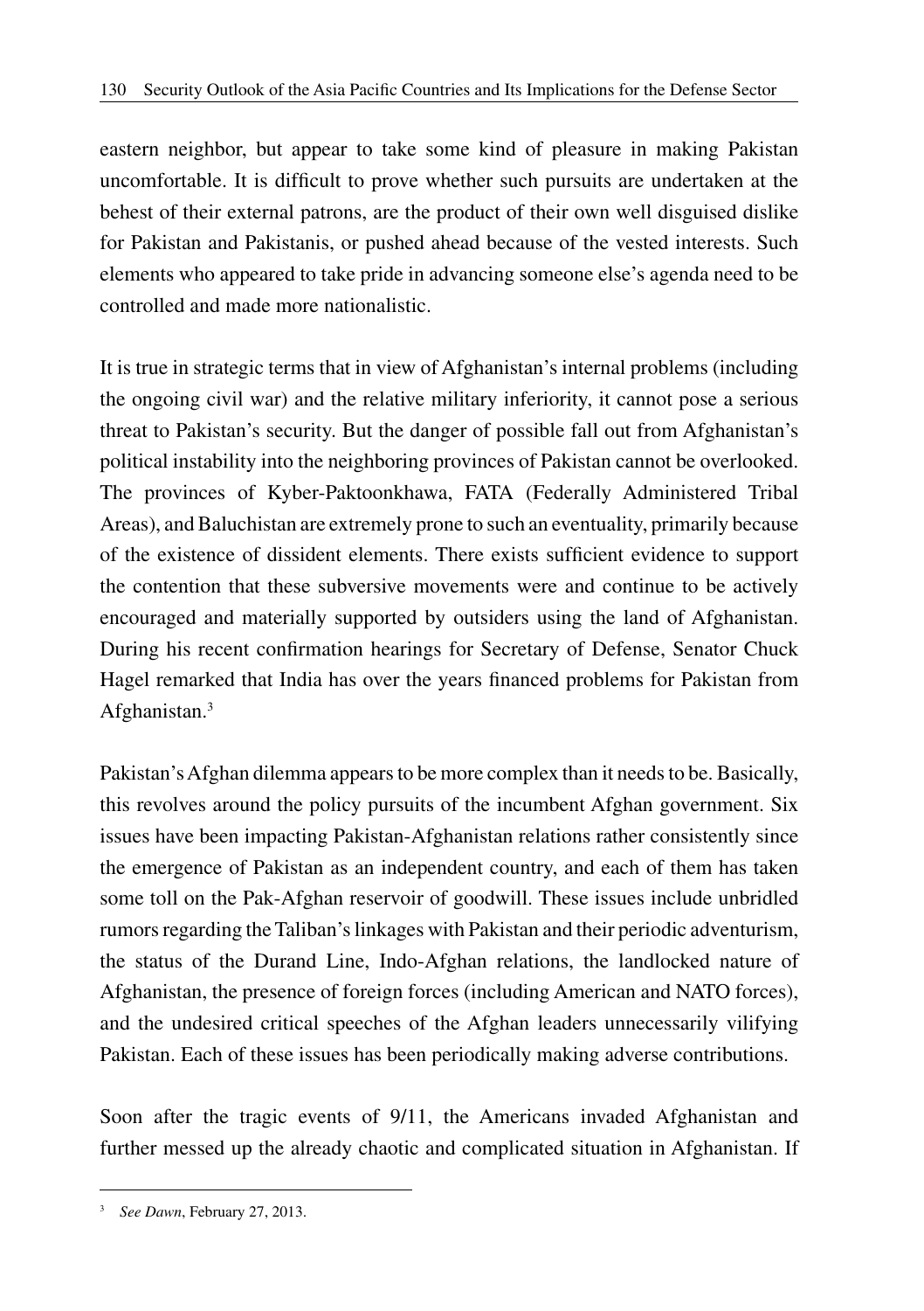eastern neighbor, but appear to take some kind of pleasure in making Pakistan uncomfortable. It is difficult to prove whether such pursuits are undertaken at the behest of their external patrons, are the product of their own well disguised dislike for Pakistan and Pakistanis, or pushed ahead because of the vested interests. Such elements who appeared to take pride in advancing someone else's agenda need to be controlled and made more nationalistic.

It is true in strategic terms that in view of Afghanistan's internal problems (including the ongoing civil war) and the relative military inferiority, it cannot pose a serious threat to Pakistan's security. But the danger of possible fall out from Afghanistan's political instability into the neighboring provinces of Pakistan cannot be overlooked. The provinces of Kyber-Paktoonkhawa, FATA (Federally Administered Tribal Areas), and Baluchistan are extremely prone to such an eventuality, primarily because of the existence of dissident elements. There exists sufficient evidence to support the contention that these subversive movements were and continue to be actively encouraged and materially supported by outsiders using the land of Afghanistan. During his recent confirmation hearings for Secretary of Defense, Senator Chuck Hagel remarked that India has over the years financed problems for Pakistan from Afghanistan.[3]

Pakistan's Afghan dilemma appears to be more complex than it needs to be. Basically, this revolves around the policy pursuits of the incumbent Afghan government. Six issues have been impacting Pakistan-Afghanistan relations rather consistently since the emergence of Pakistan as an independent country, and each of them has taken some toll on the Pak-Afghan reservoir of goodwill. These issues include unbridled rumors regarding the Taliban's linkages with Pakistan and their periodic adventurism, the status of the Durand Line, Indo-Afghan relations, the landlocked nature of Afghanistan, the presence of foreign forces (including American and NATO forces), and the undesired critical speeches of the Afghan leaders unnecessarily vilifying Pakistan. Each of these issues has been periodically making adverse contributions.

Soon after the tragic events of 9/11, the Americans invaded Afghanistan and further messed up the already chaotic and complicated situation in Afghanistan. If

---

[3] *See Dawn*, February 27, 2013.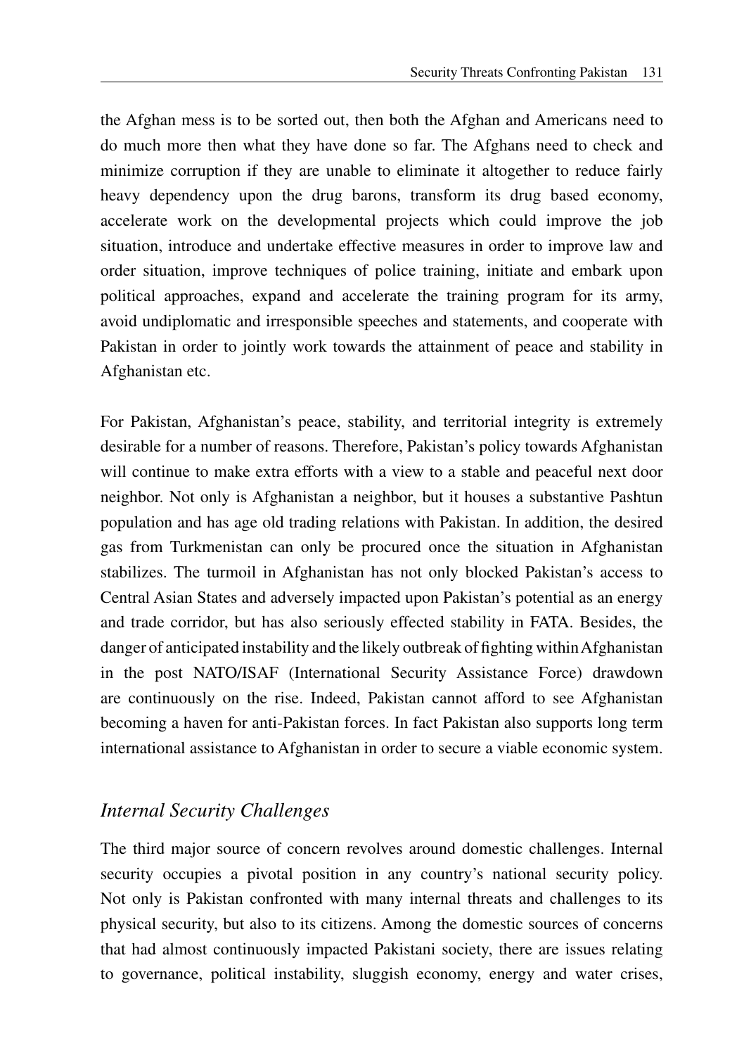the Afghan mess is to be sorted out, then both the Afghan and Americans need to do much more then what they have done so far. The Afghans need to check and minimize corruption if they are unable to eliminate it altogether to reduce fairly heavy dependency upon the drug barons, transform its drug based economy, accelerate work on the developmental projects which could improve the job situation, introduce and undertake effective measures in order to improve law and order situation, improve techniques of police training, initiate and embark upon political approaches, expand and accelerate the training program for its army, avoid undiplomatic and irresponsible speeches and statements, and cooperate with Pakistan in order to jointly work towards the attainment of peace and stability in Afghanistan etc.

For Pakistan, Afghanistan's peace, stability, and territorial integrity is extremely desirable for a number of reasons. Therefore, Pakistan's policy towards Afghanistan will continue to make extra efforts with a view to a stable and peaceful next door neighbor. Not only is Afghanistan a neighbor, but it houses a substantive Pashtun population and has age old trading relations with Pakistan. In addition, the desired gas from Turkmenistan can only be procured once the situation in Afghanistan stabilizes. The turmoil in Afghanistan has not only blocked Pakistan's access to Central Asian States and adversely impacted upon Pakistan's potential as an energy and trade corridor, but has also seriously effected stability in FATA. Besides, the danger of anticipated instability and the likely outbreak of fighting within Afghanistan in the post NATO/ISAF (International Security Assistance Force) drawdown are continuously on the rise. Indeed, Pakistan cannot afford to see Afghanistan becoming a haven for anti-Pakistan forces. In fact Pakistan also supports long term international assistance to Afghanistan in order to secure a viable economic system.

## *Internal Security Challenges*

The third major source of concern revolves around domestic challenges. Internal security occupies a pivotal position in any country's national security policy. Not only is Pakistan confronted with many internal threats and challenges to its physical security, but also to its citizens. Among the domestic sources of concerns that had almost continuously impacted Pakistani society, there are issues relating to governance, political instability, sluggish economy, energy and water crises,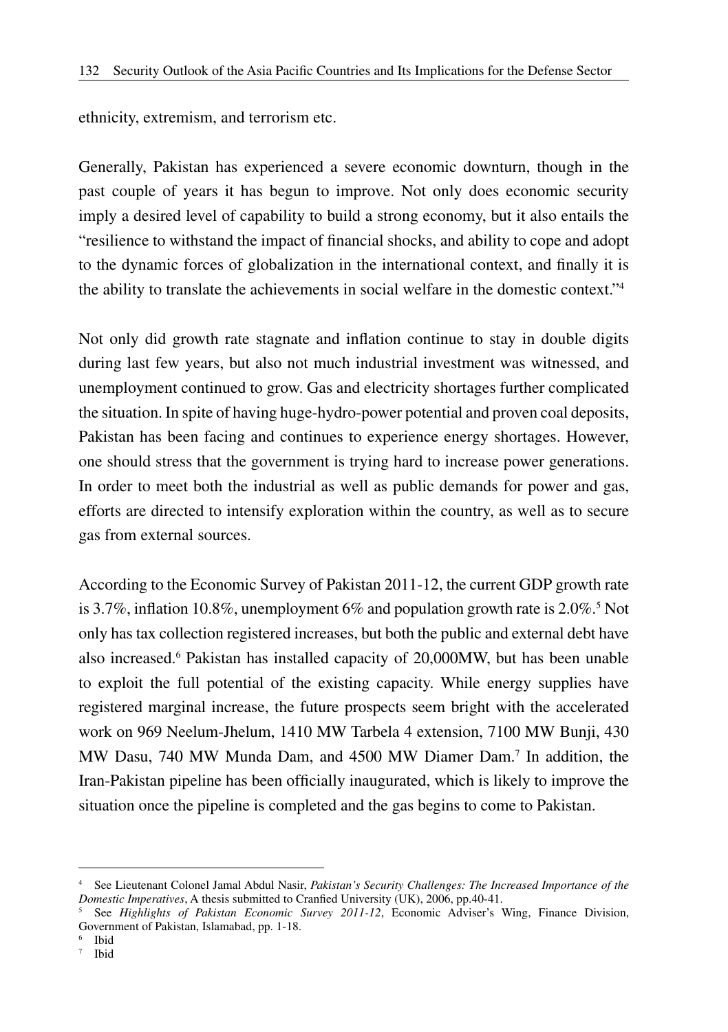ethnicity, extremism, and terrorism etc.

Generally, Pakistan has experienced a severe economic downturn, though in the past couple of years it has begun to improve. Not only does economic security imply a desired level of capability to build a strong economy, but it also entails the "resilience to withstand the impact of financial shocks, and ability to cope and adopt to the dynamic forces of globalization in the international context, and finally it is the ability to translate the achievements in social welfare in the domestic context."[4]

Not only did growth rate stagnate and inflation continue to stay in double digits during last few years, but also not much industrial investment was witnessed, and unemployment continued to grow. Gas and electricity shortages further complicated the situation. In spite of having huge-hydro-power potential and proven coal deposits, Pakistan has been facing and continues to experience energy shortages. However, one should stress that the government is trying hard to increase power generations. In order to meet both the industrial as well as public demands for power and gas, efforts are directed to intensify exploration within the country, as well as to secure gas from external sources.

According to the Economic Survey of Pakistan 2011-12, the current GDP growth rate is 3.7%, inflation 10.8%, unemployment 6% and population growth rate is 2.0%.[5] Not only has tax collection registered increases, but both the public and external debt have also increased.[6] Pakistan has installed capacity of 20,000MW, but has been unable to exploit the full potential of the existing capacity. While energy supplies have registered marginal increase, the future prospects seem bright with the accelerated work on 969 Neelum-Jhelum, 1410 MW Tarbela 4 extension, 7100 MW Bunji, 430 MW Dasu, 740 MW Munda Dam, and 4500 MW Diamer Dam.[7] In addition, the Iran-Pakistan pipeline has been officially inaugurated, which is likely to improve the situation once the pipeline is completed and the gas begins to come to Pakistan.

---

[4] See Lieutenant Colonel Jamal Abdul Nasir, *Pakistan's Security Challenges: The Increased Importance of the Domestic Imperatives*, A thesis submitted to Cranfied University (UK), 2006, pp.40-41.

[5] See *Highlights of Pakistan Economic Survey 2011-12*, Economic Adviser's Wing, Finance Division, Government of Pakistan, Islamabad, pp. 1-18.

[6] Ibid

[7] Ibid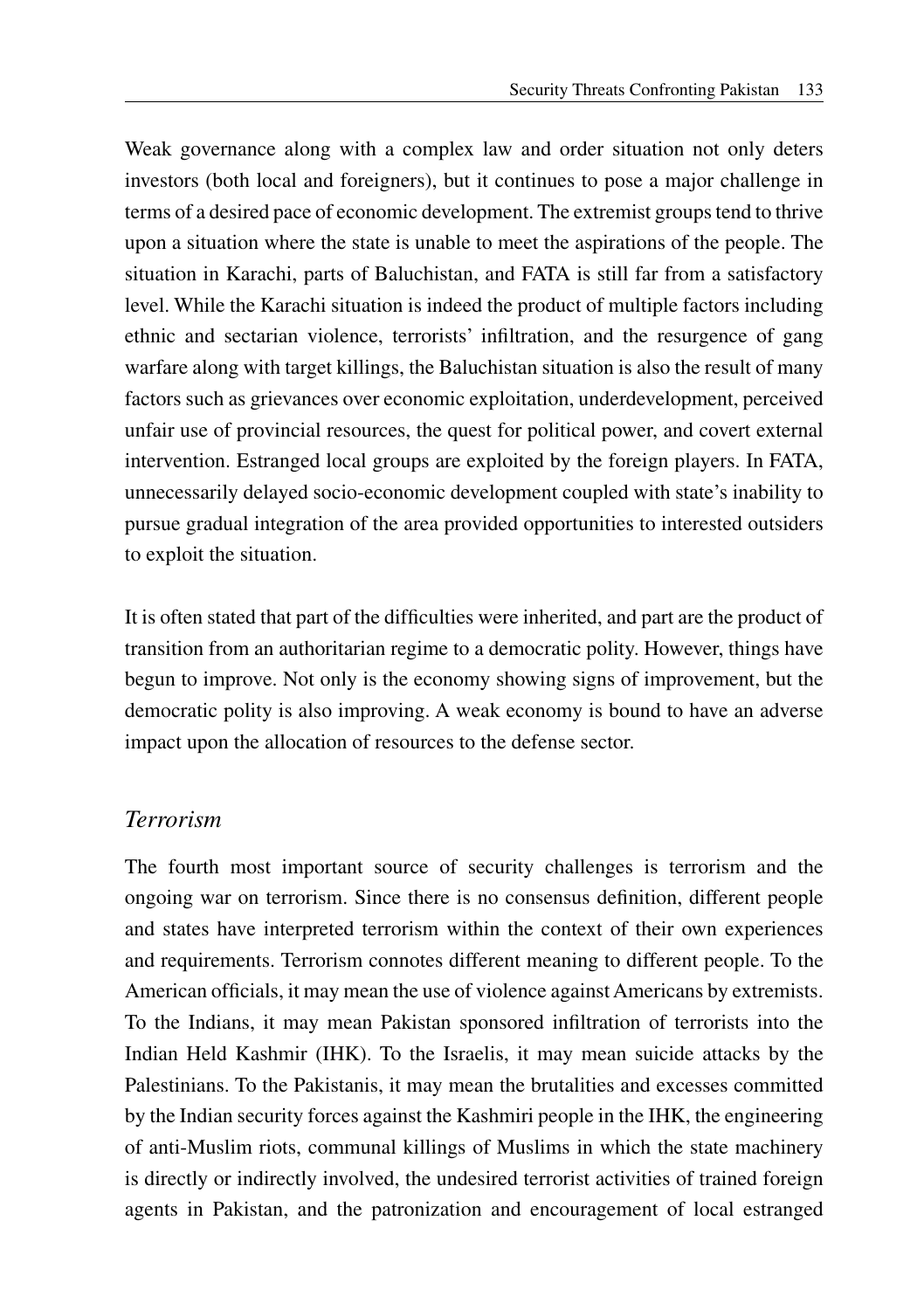Weak governance along with a complex law and order situation not only deters investors (both local and foreigners), but it continues to pose a major challenge in terms of a desired pace of economic development. The extremist groups tend to thrive upon a situation where the state is unable to meet the aspirations of the people. The situation in Karachi, parts of Baluchistan, and FATA is still far from a satisfactory level. While the Karachi situation is indeed the product of multiple factors including ethnic and sectarian violence, terrorists' infiltration, and the resurgence of gang warfare along with target killings, the Baluchistan situation is also the result of many factors such as grievances over economic exploitation, underdevelopment, perceived unfair use of provincial resources, the quest for political power, and covert external intervention. Estranged local groups are exploited by the foreign players. In FATA, unnecessarily delayed socio-economic development coupled with state's inability to pursue gradual integration of the area provided opportunities to interested outsiders to exploit the situation.

It is often stated that part of the difficulties were inherited, and part are the product of transition from an authoritarian regime to a democratic polity. However, things have begun to improve. Not only is the economy showing signs of improvement, but the democratic polity is also improving. A weak economy is bound to have an adverse impact upon the allocation of resources to the defense sector.

## *Terrorism*

The fourth most important source of security challenges is terrorism and the ongoing war on terrorism. Since there is no consensus definition, different people and states have interpreted terrorism within the context of their own experiences and requirements. Terrorism connotes different meaning to different people. To the American officials, it may mean the use of violence against Americans by extremists. To the Indians, it may mean Pakistan sponsored infiltration of terrorists into the Indian Held Kashmir (IHK). To the Israelis, it may mean suicide attacks by the Palestinians. To the Pakistanis, it may mean the brutalities and excesses committed by the Indian security forces against the Kashmiri people in the IHK, the engineering of anti-Muslim riots, communal killings of Muslims in which the state machinery is directly or indirectly involved, the undesired terrorist activities of trained foreign agents in Pakistan, and the patronization and encouragement of local estranged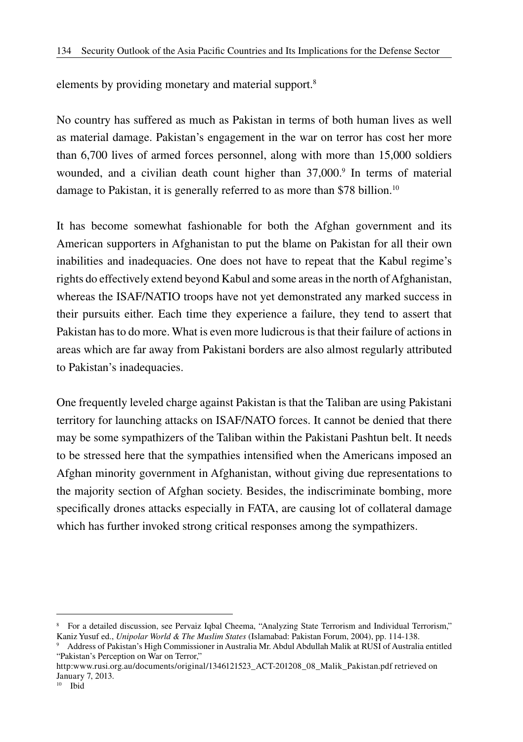elements by providing monetary and material support.[8]

No country has suffered as much as Pakistan in terms of both human lives as well as material damage. Pakistan's engagement in the war on terror has cost her more than 6,700 lives of armed forces personnel, along with more than 15,000 soldiers wounded, and a civilian death count higher than 37,000.[9] In terms of material damage to Pakistan, it is generally referred to as more than $78 billion.[10]

It has become somewhat fashionable for both the Afghan government and its American supporters in Afghanistan to put the blame on Pakistan for all their own inabilities and inadequacies. One does not have to repeat that the Kabul regime's rights do effectively extend beyond Kabul and some areas in the north of Afghanistan, whereas the ISAF/NATIO troops have not yet demonstrated any marked success in their pursuits either. Each time they experience a failure, they tend to assert that Pakistan has to do more. What is even more ludicrous is that their failure of actions in areas which are far away from Pakistani borders are also almost regularly attributed to Pakistan's inadequacies.

One frequently leveled charge against Pakistan is that the Taliban are using Pakistani territory for launching attacks on ISAF/NATO forces. It cannot be denied that there may be some sympathizers of the Taliban within the Pakistani Pashtun belt. It needs to be stressed here that the sympathies intensified when the Americans imposed an Afghan minority government in Afghanistan, without giving due representations to the majority section of Afghan society. Besides, the indiscriminate bombing, more specifically drones attacks especially in FATA, are causing lot of collateral damage which has further invoked strong critical responses among the sympathizers.

---

[8] For a detailed discussion, see Pervaiz Iqbal Cheema, "Analyzing State Terrorism and Individual Terrorism," Kaniz Yusuf ed., *Unipolar World & The Muslim States* (Islamabad: Pakistan Forum, 2004), pp. 114-138.

[9] Address of Pakistan's High Commissioner in Australia Mr. Abdul Abdullah Malik at RUSI of Australia entitled "Pakistan's Perception on War on Terror," http:www.rusi.org.au/documents/original/1346121523_ACT-201208_08_Malik_Pakistan.pdf retrieved on January 7, 2013.

[10] Ibid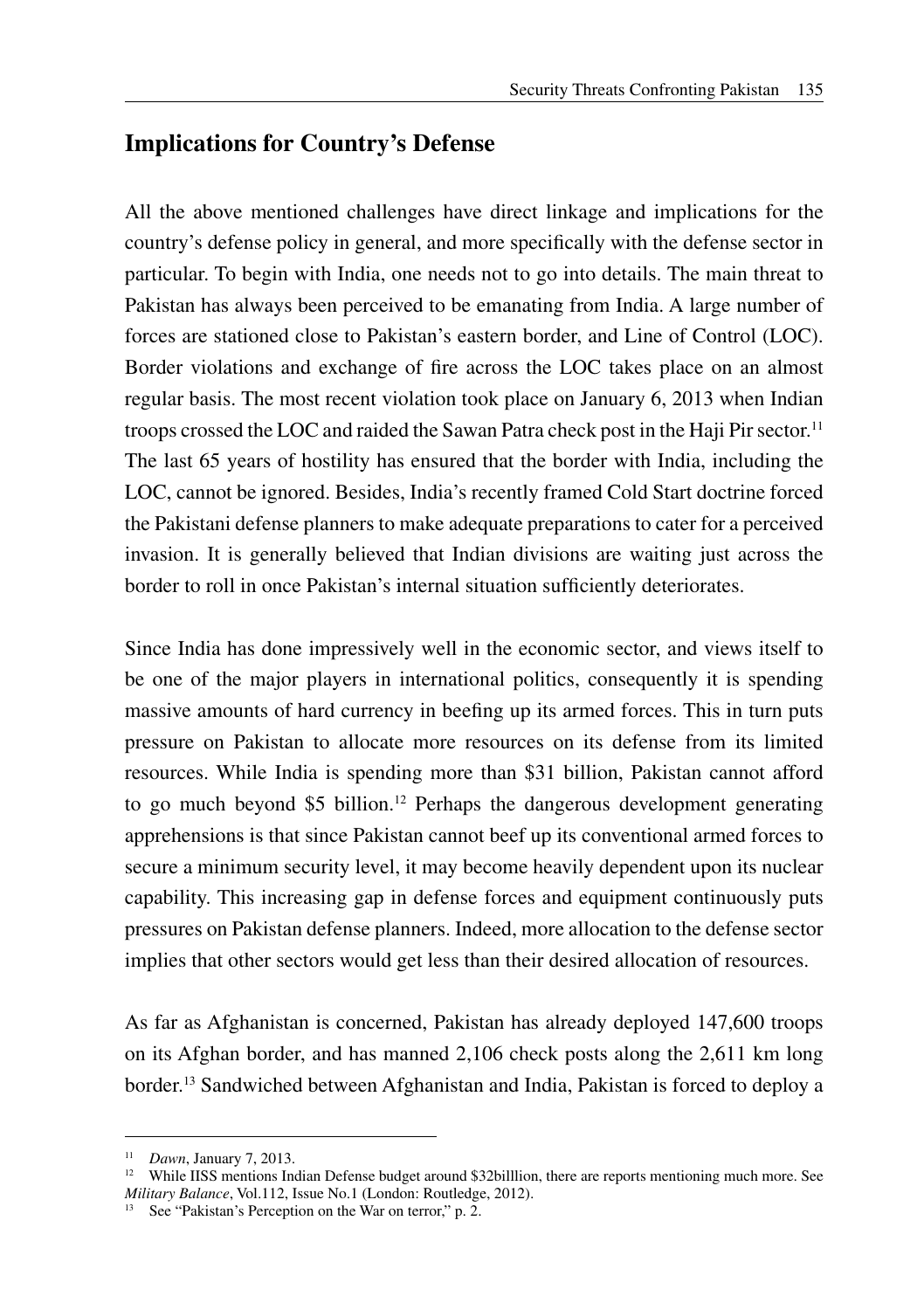## Implications for Country's Defense

All the above mentioned challenges have direct linkage and implications for the country's defense policy in general, and more specifically with the defense sector in particular. To begin with India, one needs not to go into details. The main threat to Pakistan has always been perceived to be emanating from India. A large number of forces are stationed close to Pakistan's eastern border, and Line of Control (LOC). Border violations and exchange of fire across the LOC takes place on an almost regular basis. The most recent violation took place on January 6, 2013 when Indian troops crossed the LOC and raided the Sawan Patra check post in the Haji Pir sector.[11] The last 65 years of hostility has ensured that the border with India, including the LOC, cannot be ignored. Besides, India's recently framed Cold Start doctrine forced the Pakistani defense planners to make adequate preparations to cater for a perceived invasion. It is generally believed that Indian divisions are waiting just across the border to roll in once Pakistan's internal situation sufficiently deteriorates.

Since India has done impressively well in the economic sector, and views itself to be one of the major players in international politics, consequently it is spending massive amounts of hard currency in beefing up its armed forces. This in turn puts pressure on Pakistan to allocate more resources on its defense from its limited resources. While India is spending more than $31 billion, Pakistan cannot afford to go much beyond $5 billion.[12] Perhaps the dangerous development generating apprehensions is that since Pakistan cannot beef up its conventional armed forces to secure a minimum security level, it may become heavily dependent upon its nuclear capability. This increasing gap in defense forces and equipment continuously puts pressures on Pakistan defense planners. Indeed, more allocation to the defense sector implies that other sectors would get less than their desired allocation of resources.

As far as Afghanistan is concerned, Pakistan has already deployed 147,600 troops on its Afghan border, and has manned 2,106 check posts along the 2,611 km long border.[13] Sandwiched between Afghanistan and India, Pakistan is forced to deploy a

---

[11] *Dawn*, January 7, 2013.

[12] While IISS mentions Indian Defense budget around $32billlion, there are reports mentioning much more. See *Military Balance*, Vol.112, Issue No.1 (London: Routledge, 2012).

[13] See "Pakistan's Perception on the War on terror," p. 2.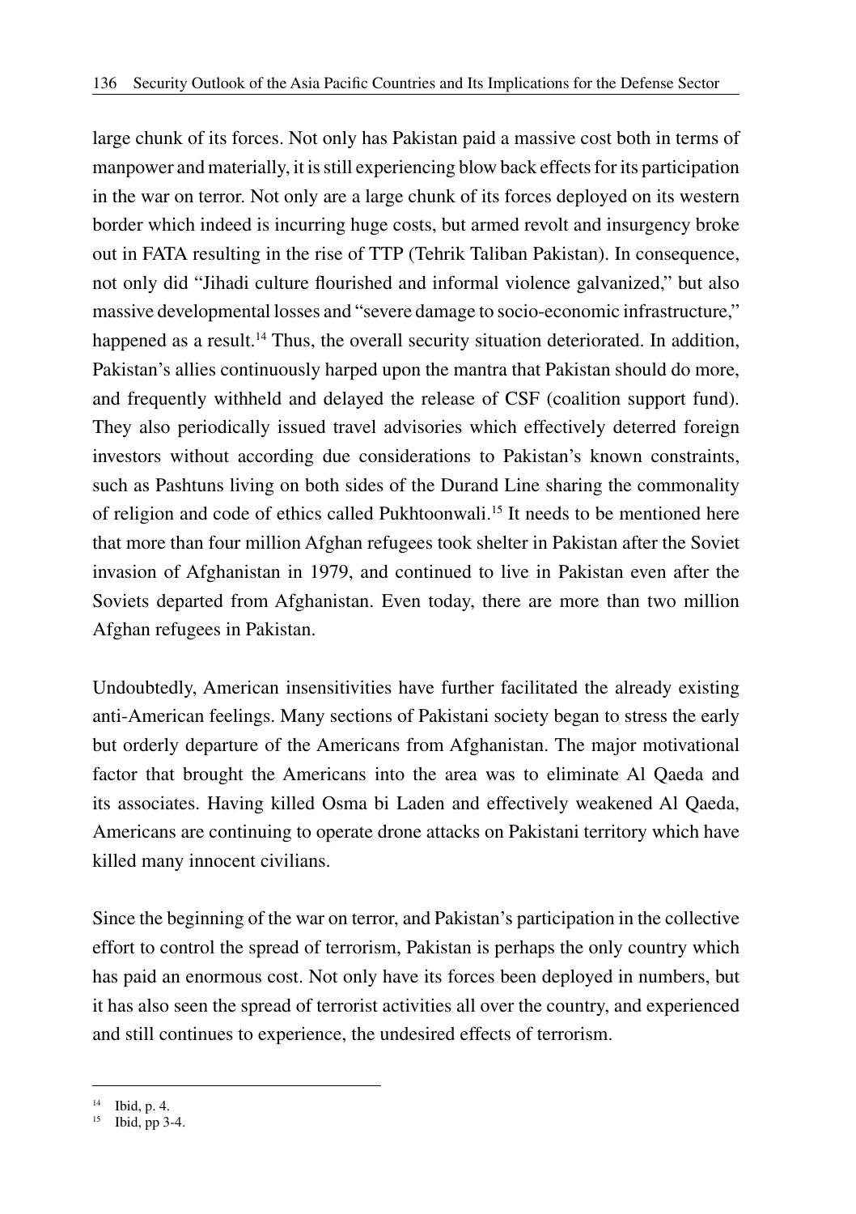large chunk of its forces. Not only has Pakistan paid a massive cost both in terms of manpower and materially, it is still experiencing blow back effects for its participation in the war on terror. Not only are a large chunk of its forces deployed on its western border which indeed is incurring huge costs, but armed revolt and insurgency broke out in FATA resulting in the rise of TTP (Tehrik Taliban Pakistan). In consequence, not only did "Jihadi culture flourished and informal violence galvanized," but also massive developmental losses and "severe damage to socio-economic infrastructure," happened as a result.[14] Thus, the overall security situation deteriorated. In addition, Pakistan's allies continuously harped upon the mantra that Pakistan should do more, and frequently withheld and delayed the release of CSF (coalition support fund). They also periodically issued travel advisories which effectively deterred foreign investors without according due considerations to Pakistan's known constraints, such as Pashtuns living on both sides of the Durand Line sharing the commonality of religion and code of ethics called Pukhtoonwali.[15] It needs to be mentioned here that more than four million Afghan refugees took shelter in Pakistan after the Soviet invasion of Afghanistan in 1979, and continued to live in Pakistan even after the Soviets departed from Afghanistan. Even today, there are more than two million Afghan refugees in Pakistan.

Undoubtedly, American insensitivities have further facilitated the already existing anti-American feelings. Many sections of Pakistani society began to stress the early but orderly departure of the Americans from Afghanistan. The major motivational factor that brought the Americans into the area was to eliminate Al Qaeda and its associates. Having killed Osma bi Laden and effectively weakened Al Qaeda, Americans are continuing to operate drone attacks on Pakistani territory which have killed many innocent civilians.

Since the beginning of the war on terror, and Pakistan's participation in the collective effort to control the spread of terrorism, Pakistan is perhaps the only country which has paid an enormous cost. Not only have its forces been deployed in numbers, but it has also seen the spread of terrorist activities all over the country, and experienced and still continues to experience, the undesired effects of terrorism.

---

[14] Ibid, p. 4.

[15] Ibid, pp 3-4.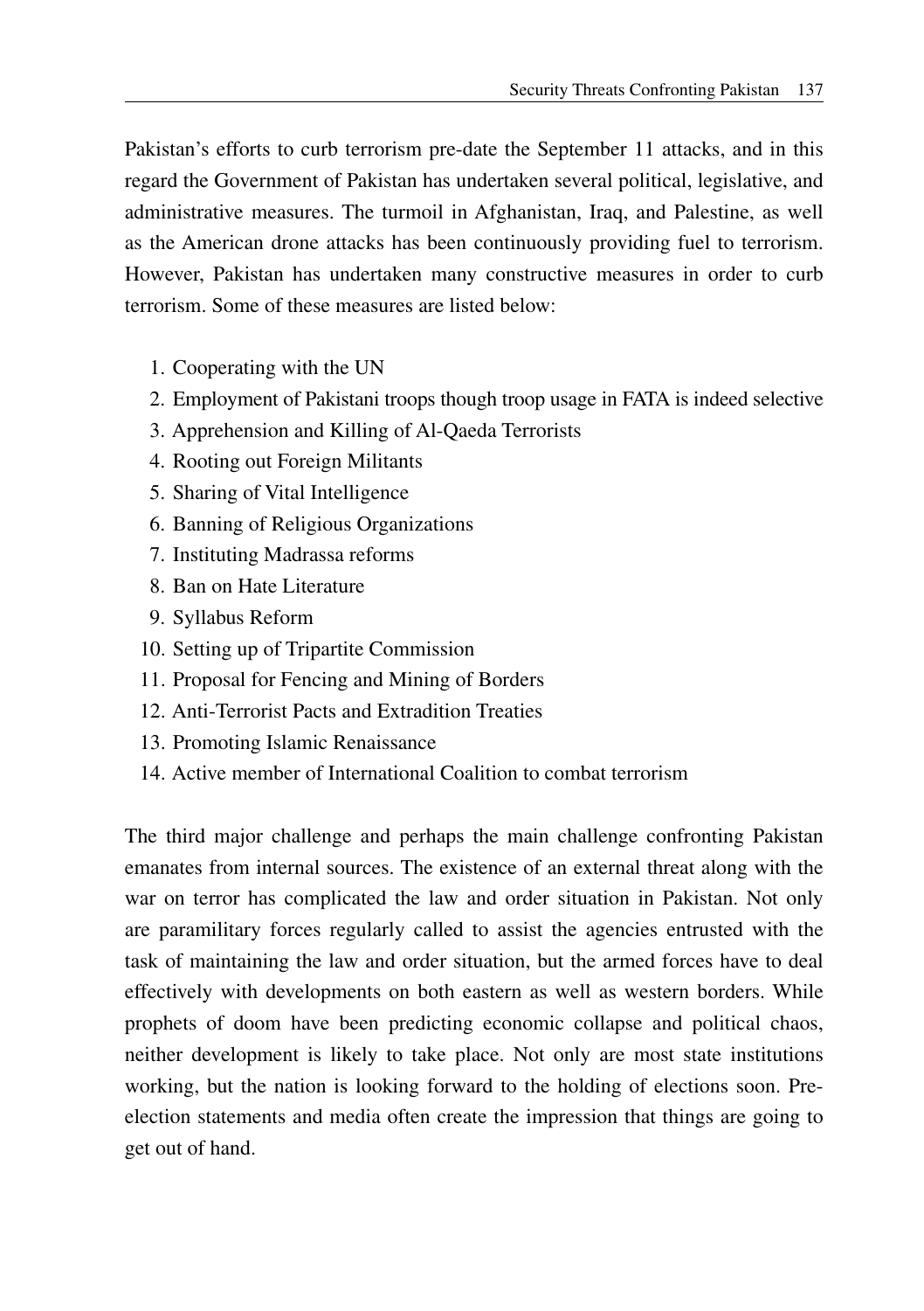Pakistan's efforts to curb terrorism pre-date the September 11 attacks, and in this regard the Government of Pakistan has undertaken several political, legislative, and administrative measures. The turmoil in Afghanistan, Iraq, and Palestine, as well as the American drone attacks has been continuously providing fuel to terrorism. However, Pakistan has undertaken many constructive measures in order to curb terrorism. Some of these measures are listed below:

1. Cooperating with the UN
2. Employment of Pakistani troops though troop usage in FATA is indeed selective
3. Apprehension and Killing of Al-Qaeda Terrorists
4. Rooting out Foreign Militants
5. Sharing of Vital Intelligence
6. Banning of Religious Organizations
7. Instituting Madrassa reforms
8. Ban on Hate Literature
9. Syllabus Reform
10. Setting up of Tripartite Commission
11. Proposal for Fencing and Mining of Borders
12. Anti-Terrorist Pacts and Extradition Treaties
13. Promoting Islamic Renaissance
14. Active member of International Coalition to combat terrorism

The third major challenge and perhaps the main challenge confronting Pakistan emanates from internal sources. The existence of an external threat along with the war on terror has complicated the law and order situation in Pakistan. Not only are paramilitary forces regularly called to assist the agencies entrusted with the task of maintaining the law and order situation, but the armed forces have to deal effectively with developments on both eastern as well as western borders. While prophets of doom have been predicting economic collapse and political chaos, neither development is likely to take place. Not only are most state institutions working, but the nation is looking forward to the holding of elections soon. Pre-election statements and media often create the impression that things are going to get out of hand.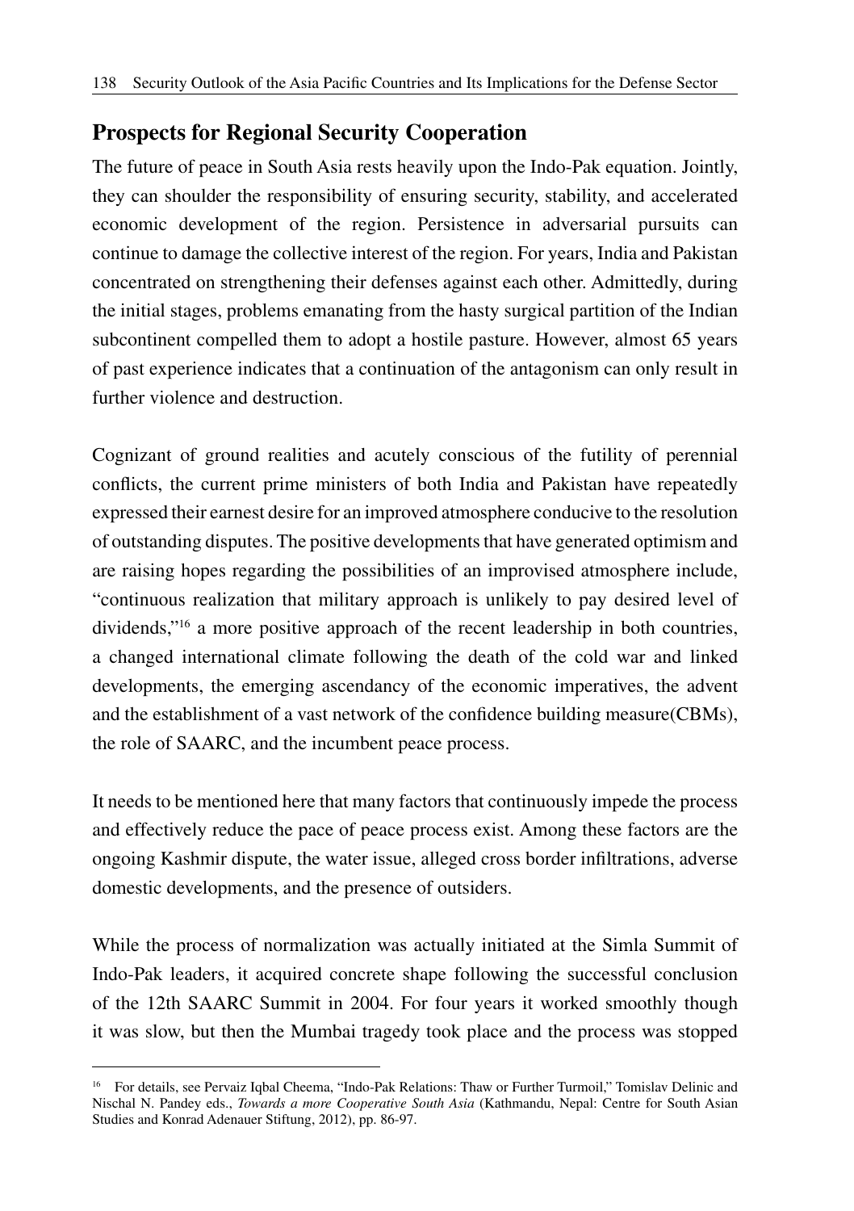## Prospects for Regional Security Cooperation

The future of peace in South Asia rests heavily upon the Indo-Pak equation. Jointly, they can shoulder the responsibility of ensuring security, stability, and accelerated economic development of the region. Persistence in adversarial pursuits can continue to damage the collective interest of the region. For years, India and Pakistan concentrated on strengthening their defenses against each other. Admittedly, during the initial stages, problems emanating from the hasty surgical partition of the Indian subcontinent compelled them to adopt a hostile pasture. However, almost 65 years of past experience indicates that a continuation of the antagonism can only result in further violence and destruction.

Cognizant of ground realities and acutely conscious of the futility of perennial conflicts, the current prime ministers of both India and Pakistan have repeatedly expressed their earnest desire for an improved atmosphere conducive to the resolution of outstanding disputes. The positive developments that have generated optimism and are raising hopes regarding the possibilities of an improvised atmosphere include, "continuous realization that military approach is unlikely to pay desired level of dividends,"[16] a more positive approach of the recent leadership in both countries, a changed international climate following the death of the cold war and linked developments, the emerging ascendancy of the economic imperatives, the advent and the establishment of a vast network of the confidence building measure(CBMs), the role of SAARC, and the incumbent peace process.

It needs to be mentioned here that many factors that continuously impede the process and effectively reduce the pace of peace process exist. Among these factors are the ongoing Kashmir dispute, the water issue, alleged cross border infiltrations, adverse domestic developments, and the presence of outsiders.

While the process of normalization was actually initiated at the Simla Summit of Indo-Pak leaders, it acquired concrete shape following the successful conclusion of the 12th SAARC Summit in 2004. For four years it worked smoothly though it was slow, but then the Mumbai tragedy took place and the process was stopped

---

[16] For details, see Pervaiz Iqbal Cheema, "Indo-Pak Relations: Thaw or Further Turmoil," Tomislav Delinic and Nischal N. Pandey eds., *Towards a more Cooperative South Asia* (Kathmandu, Nepal: Centre for South Asian Studies and Konrad Adenauer Stiftung, 2012), pp. 86-97.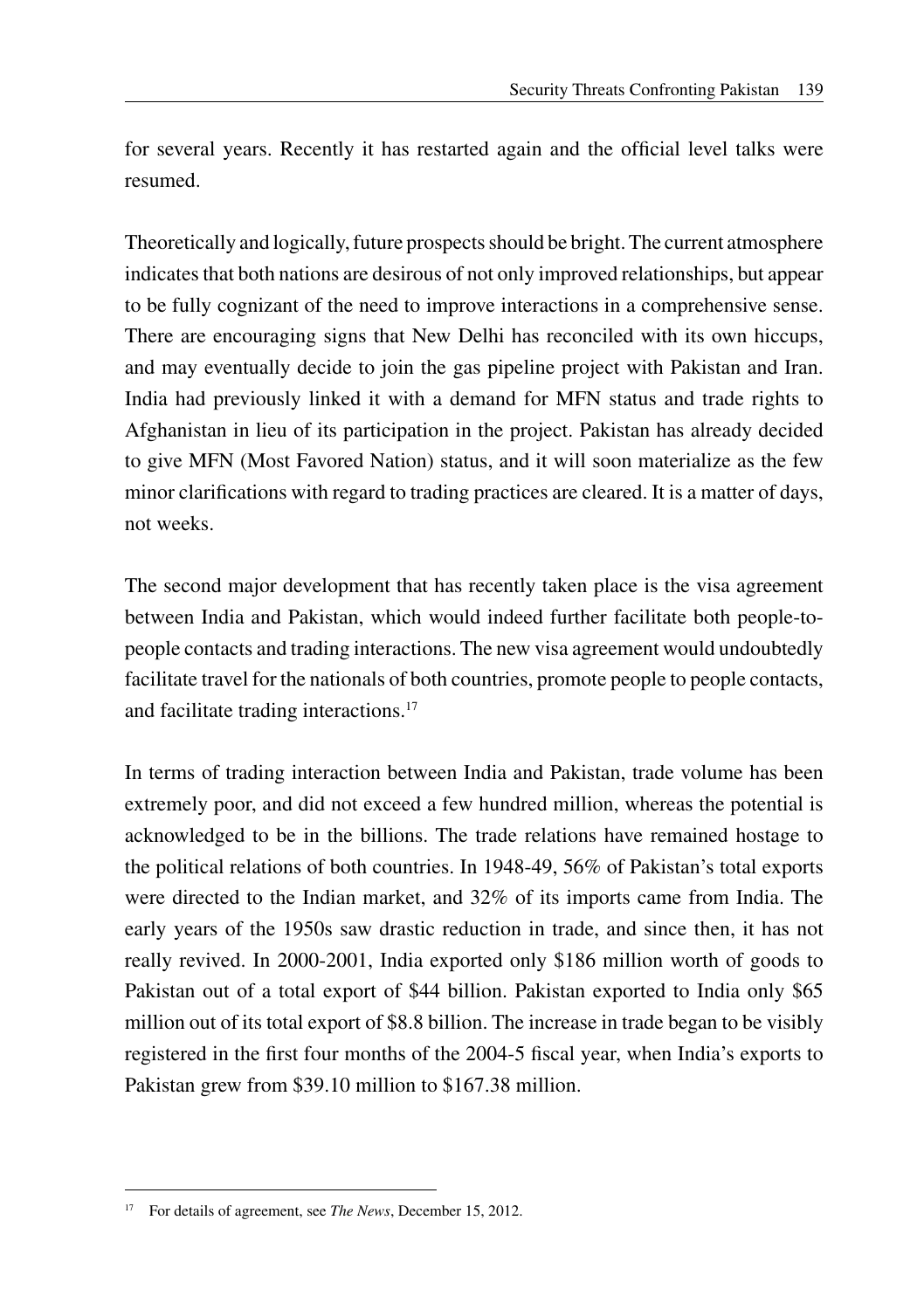for several years. Recently it has restarted again and the official level talks were resumed.

Theoretically and logically, future prospects should be bright. The current atmosphere indicates that both nations are desirous of not only improved relationships, but appear to be fully cognizant of the need to improve interactions in a comprehensive sense. There are encouraging signs that New Delhi has reconciled with its own hiccups, and may eventually decide to join the gas pipeline project with Pakistan and Iran. India had previously linked it with a demand for MFN status and trade rights to Afghanistan in lieu of its participation in the project. Pakistan has already decided to give MFN (Most Favored Nation) status, and it will soon materialize as the few minor clarifications with regard to trading practices are cleared. It is a matter of days, not weeks.

The second major development that has recently taken place is the visa agreement between India and Pakistan, which would indeed further facilitate both people-to-people contacts and trading interactions. The new visa agreement would undoubtedly facilitate travel for the nationals of both countries, promote people to people contacts, and facilitate trading interactions.[17]

In terms of trading interaction between India and Pakistan, trade volume has been extremely poor, and did not exceed a few hundred million, whereas the potential is acknowledged to be in the billions. The trade relations have remained hostage to the political relations of both countries. In 1948-49, 56% of Pakistan's total exports were directed to the Indian market, and 32% of its imports came from India. The early years of the 1950s saw drastic reduction in trade, and since then, it has not really revived. In 2000-2001, India exported only $186 million worth of goods to Pakistan out of a total export of $44 billion. Pakistan exported to India only $65 million out of its total export of $8.8 billion. The increase in trade began to be visibly registered in the first four months of the 2004-5 fiscal year, when India's exports to Pakistan grew from $39.10 million to $167.38 million.

---

[17] For details of agreement, see *The News*, December 15, 2012.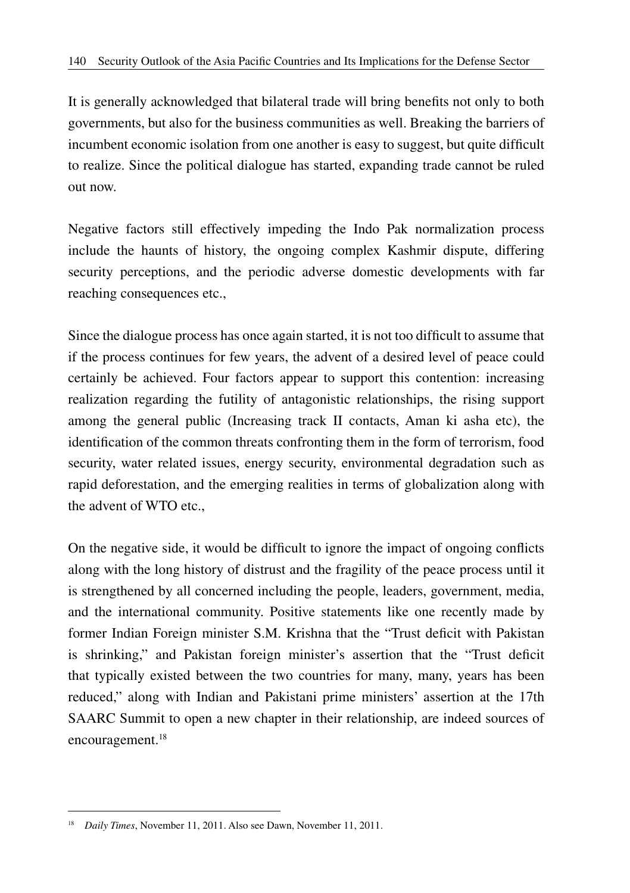It is generally acknowledged that bilateral trade will bring benefits not only to both governments, but also for the business communities as well. Breaking the barriers of incumbent economic isolation from one another is easy to suggest, but quite difficult to realize. Since the political dialogue has started, expanding trade cannot be ruled out now.

Negative factors still effectively impeding the Indo Pak normalization process include the haunts of history, the ongoing complex Kashmir dispute, differing security perceptions, and the periodic adverse domestic developments with far reaching consequences etc.,

Since the dialogue process has once again started, it is not too difficult to assume that if the process continues for few years, the advent of a desired level of peace could certainly be achieved. Four factors appear to support this contention: increasing realization regarding the futility of antagonistic relationships, the rising support among the general public (Increasing track II contacts, Aman ki asha etc), the identification of the common threats confronting them in the form of terrorism, food security, water related issues, energy security, environmental degradation such as rapid deforestation, and the emerging realities in terms of globalization along with the advent of WTO etc.,

On the negative side, it would be difficult to ignore the impact of ongoing conflicts along with the long history of distrust and the fragility of the peace process until it is strengthened by all concerned including the people, leaders, government, media, and the international community. Positive statements like one recently made by former Indian Foreign minister S.M. Krishna that the "Trust deficit with Pakistan is shrinking," and Pakistan foreign minister's assertion that the "Trust deficit that typically existed between the two countries for many, many, years has been reduced," along with Indian and Pakistani prime ministers' assertion at the 17th SAARC Summit to open a new chapter in their relationship, are indeed sources of encouragement.[18]

---

[18] *Daily Times*, November 11, 2011. Also see Dawn, November 11, 2011.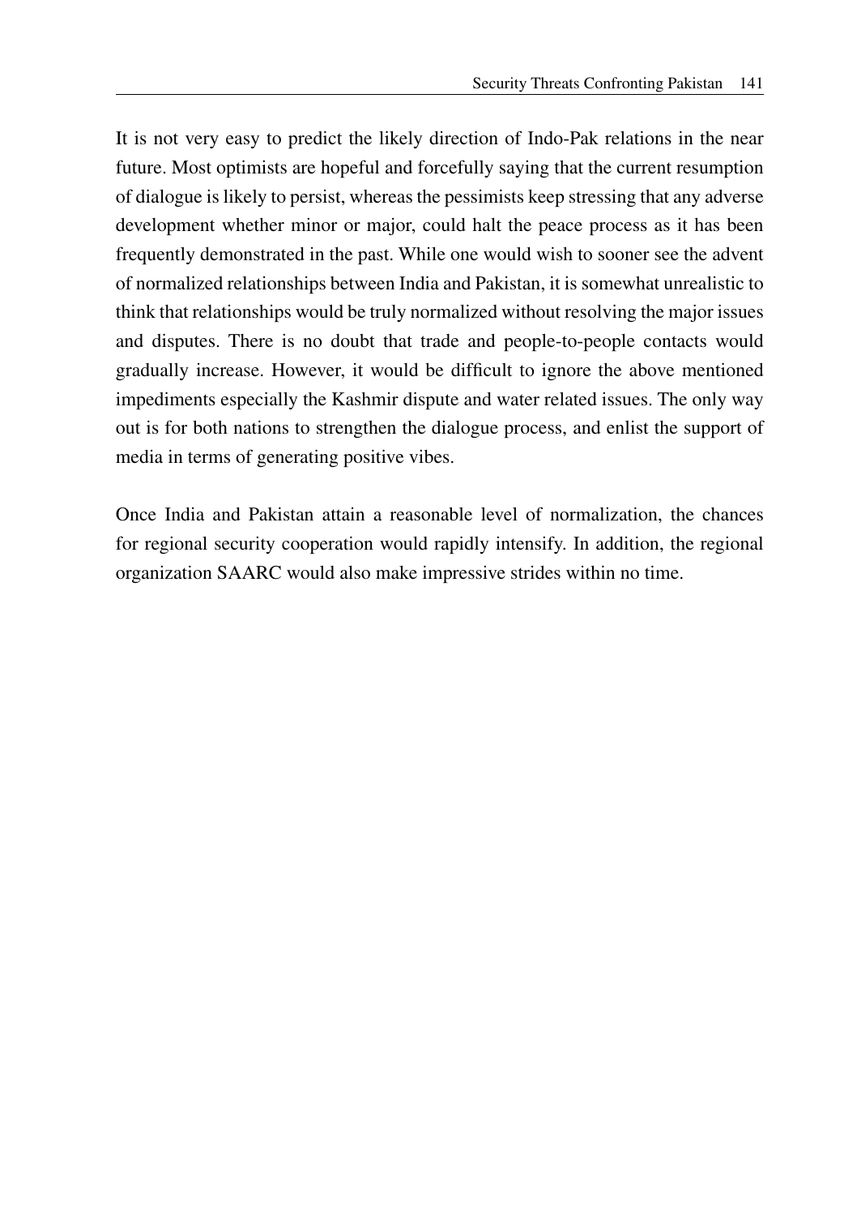It is not very easy to predict the likely direction of Indo-Pak relations in the near future. Most optimists are hopeful and forcefully saying that the current resumption of dialogue is likely to persist, whereas the pessimists keep stressing that any adverse development whether minor or major, could halt the peace process as it has been frequently demonstrated in the past. While one would wish to sooner see the advent of normalized relationships between India and Pakistan, it is somewhat unrealistic to think that relationships would be truly normalized without resolving the major issues and disputes. There is no doubt that trade and people-to-people contacts would gradually increase. However, it would be difficult to ignore the above mentioned impediments especially the Kashmir dispute and water related issues. The only way out is for both nations to strengthen the dialogue process, and enlist the support of media in terms of generating positive vibes.

Once India and Pakistan attain a reasonable level of normalization, the chances for regional security cooperation would rapidly intensify. In addition, the regional organization SAARC would also make impressive strides within no time.